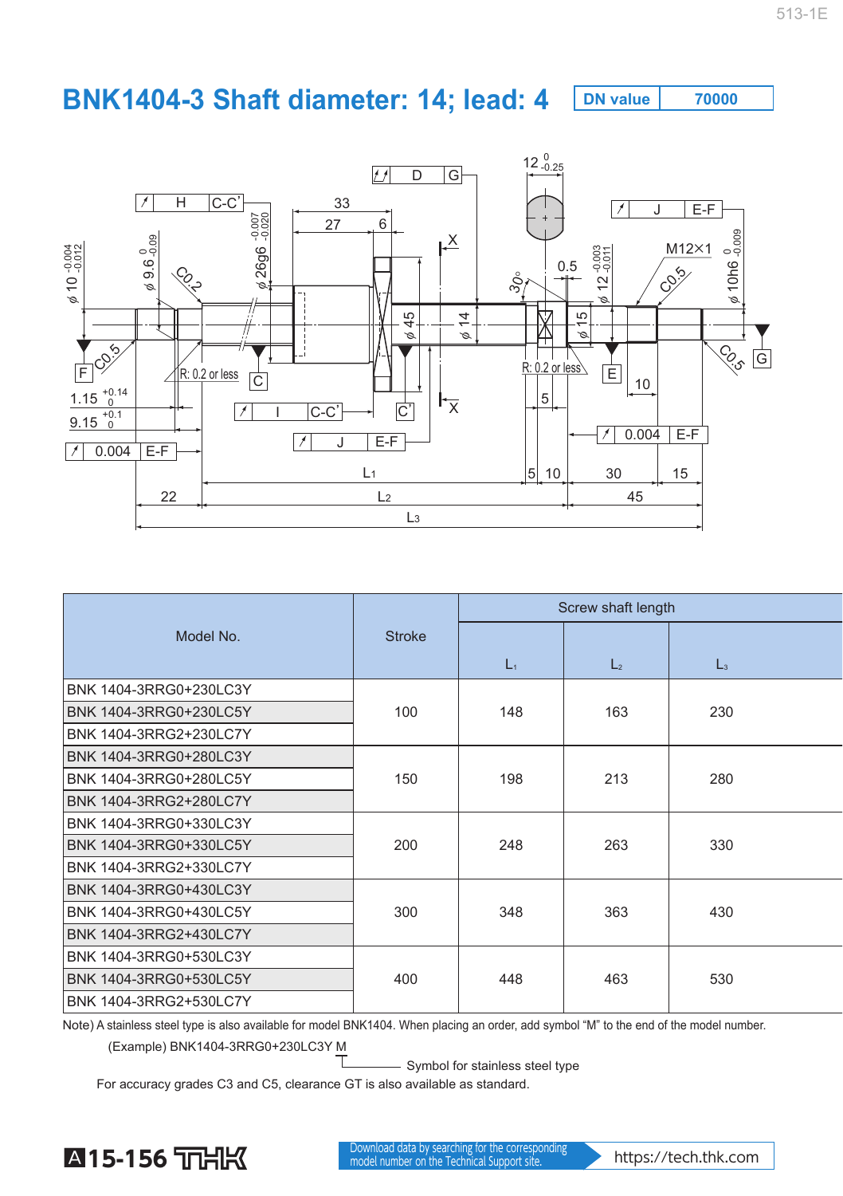# BNK1404-3 Shaft diameter: 14; lead: 4

| DN value | 70000 |
|---|---|

| Model No. | Stroke | Screw shaft length | | |
|---|---|---|---|---|
| | | $L_1$ | $L_2$ | $L_3$ |
| BNK 1404-3RRG0+230LC3Y | 100 | 148 | 163 | 230 |
| BNK 1404-3RRG0+230LC5Y | | | | |
| BNK 1404-3RRG2+230LC7Y | | | | |
| BNK 1404-3RRG0+280LC3Y | 150 | 198 | 213 | 280 |
| BNK 1404-3RRG0+280LC5Y | | | | |
| BNK 1404-3RRG2+280LC7Y | | | | |
| BNK 1404-3RRG0+330LC3Y | 200 | 248 | 263 | 330 |
| BNK 1404-3RRG0+330LC5Y | | | | |
| BNK 1404-3RRG2+330LC7Y | | | | |
| BNK 1404-3RRG0+430LC3Y | 300 | 348 | 363 | 430 |
| BNK 1404-3RRG0+430LC5Y | | | | |
| BNK 1404-3RRG2+430LC7Y | | | | |
| BNK 1404-3RRG0+530LC3Y | 400 | 448 | 463 | 530 |
| BNK 1404-3RRG0+530LC5Y | | | | |
| BNK 1404-3RRG2+530LC7Y | | | | |

Note) A stainless steel type is also available for model BNK1404. When placing an order, add symbol “M” to the end of the model number.

(Example) BNK1404-3RRG0+230LC3Y M

M: Symbol for stainless steel type

For accuracy grades C3 and C5, clearance GT is also available as standard.

Download data by searching for the corresponding model number on the Technical Support site. https://tech.thk.com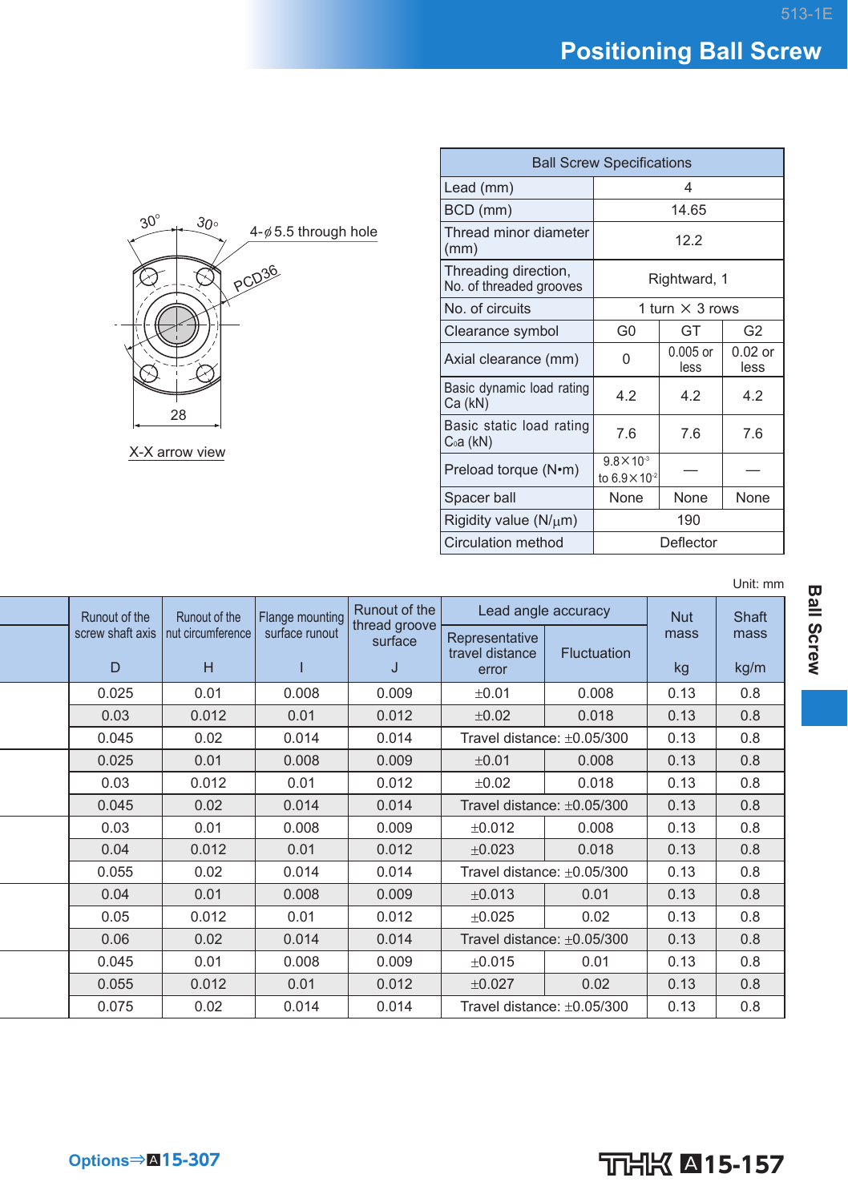## Positioning Ball Screw

30°　30°

4-φ5.5 through hole

PCD36

28

X-X arrow view

| Ball Screw Specifications | | | |
|---|---|---|---|
| Lead (mm) | 4 | | |
| BCD (mm) | 14.65 | | |
| Thread minor diameter (mm) | 12.2 | | |
| Threading direction, No. of threaded grooves | Rightward, 1 | | |
| No. of circuits | 1 turn × 3 rows | | |
| Clearance symbol | G0 | GT | G2 |
| Axial clearance (mm) | 0 | 0.005 or less | 0.02 or less |
| Basic dynamic load rating Ca (kN) | 4.2 | 4.2 | 4.2 |
| Basic static load rating $C_0a$ (kN) | 7.6 | 7.6 | 7.6 |
| Preload torque (N•m) | $9.8\times10^{-3}$ to $6.9\times10^{-2}$ | — | — |
| Spacer ball | None | None | None |
| Rigidity value (N/μm) | 190 | | |
| Circulation method | Deflector | | |

Unit: mm

| | Runout of the screw shaft axis | Runout of the nut circumference | Flange mounting surface runout | Runout of the thread groove surface | Lead angle accuracy | | Nut mass | Shaft mass |
|---|---|---|---|---|---|---|---|---|
| | | | | | Representative travel distance error | Fluctuation | | |
| | D | H | I | J | | | kg | kg/m |
| | 0.025 | 0.01 | 0.008 | 0.009 | ±0.01 | 0.008 | 0.13 | 0.8 |
| | 0.03 | 0.012 | 0.01 | 0.012 | ±0.02 | 0.018 | 0.13 | 0.8 |
| | 0.045 | 0.02 | 0.014 | 0.014 | Travel distance: ±0.05/300 | | 0.13 | 0.8 |
| | 0.025 | 0.01 | 0.008 | 0.009 | ±0.01 | 0.008 | 0.13 | 0.8 |
| | 0.03 | 0.012 | 0.01 | 0.012 | ±0.02 | 0.018 | 0.13 | 0.8 |
| | 0.045 | 0.02 | 0.014 | 0.014 | Travel distance: ±0.05/300 | | 0.13 | 0.8 |
| | 0.03 | 0.01 | 0.008 | 0.009 | ±0.012 | 0.008 | 0.13 | 0.8 |
| | 0.04 | 0.012 | 0.01 | 0.012 | ±0.023 | 0.018 | 0.13 | 0.8 |
| | 0.055 | 0.02 | 0.014 | 0.014 | Travel distance: ±0.05/300 | | 0.13 | 0.8 |
| | 0.04 | 0.01 | 0.008 | 0.009 | ±0.013 | 0.01 | 0.13 | 0.8 |
| | 0.05 | 0.012 | 0.01 | 0.012 | ±0.025 | 0.02 | 0.13 | 0.8 |
| | 0.06 | 0.02 | 0.014 | 0.014 | Travel distance: ±0.05/300 | | 0.13 | 0.8 |
| | 0.045 | 0.01 | 0.008 | 0.009 | ±0.015 | 0.01 | 0.13 | 0.8 |
| | 0.055 | 0.012 | 0.01 | 0.012 | ±0.027 | 0.02 | 0.13 | 0.8 |
| | 0.075 | 0.02 | 0.014 | 0.014 | Travel distance: ±0.05/300 | | 0.13 | 0.8 |

Options⇒A15-307